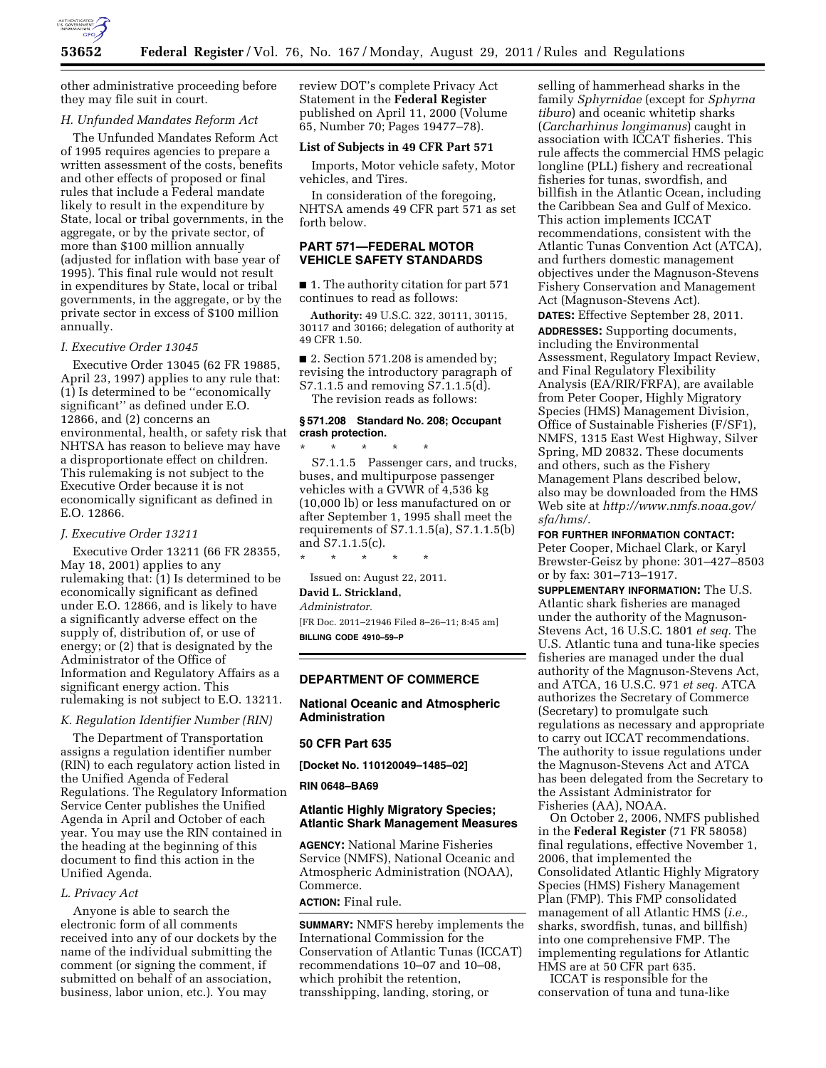other administrative proceeding before they may file suit in court.

### H. Unfunded Mandates Reform Act

The Unfunded Mandates Reform Act of 1995 requires agencies to prepare a written assessment of the costs, benefits and other effects of proposed or final rules that include a Federal mandate likely to result in the expenditure by State, local or tribal governments, in the aggregate, or by the private sector, of more than $100 million annually (adjusted for inflation with base year of 1995). This final rule would not result in expenditures by State, local or tribal governments, in the aggregate, or by the private sector in excess of $100 million annually.

### I. Executive Order 13045

Executive Order 13045 (62 FR 19885, April 23, 1997) applies to any rule that: (1) Is determined to be ''economically significant'' as defined under E.O. 12866, and (2) concerns an environmental, health, or safety risk that NHTSA has reason to believe may have a disproportionate effect on children. This rulemaking is not subject to the Executive Order because it is not economically significant as defined in E.O. 12866.

### J. Executive Order 13211

Executive Order 13211 (66 FR 28355, May 18, 2001) applies to any rulemaking that: (1) Is determined to be economically significant as defined under E.O. 12866, and is likely to have a significantly adverse effect on the supply of, distribution of, or use of energy; or (2) that is designated by the Administrator of the Office of Information and Regulatory Affairs as a significant energy action. This rulemaking is not subject to E.O. 13211.

### K. Regulation Identifier Number (RIN)

The Department of Transportation assigns a regulation identifier number (RIN) to each regulatory action listed in the Unified Agenda of Federal Regulations. The Regulatory Information Service Center publishes the Unified Agenda in April and October of each year. You may use the RIN contained in the heading at the beginning of this document to find this action in the Unified Agenda.

### L. Privacy Act

Anyone is able to search the electronic form of all comments received into any of our dockets by the name of the individual submitting the comment (or signing the comment, if submitted on behalf of an association, business, labor union, etc.). You may review DOT's complete Privacy Act Statement in the **Federal Register** published on April 11, 2000 (Volume 65, Number 70; Pages 19477–78).

**List of Subjects in 49 CFR Part 571**

Imports, Motor vehicle safety, Motor vehicles, and Tires.

In consideration of the foregoing, NHTSA amends 49 CFR part 571 as set forth below.

## PART 571—FEDERAL MOTOR VEHICLE SAFETY STANDARDS

■ 1. The authority citation for part 571 continues to read as follows:

**Authority:** 49 U.S.C. 322, 30111, 30115, 30117 and 30166; delegation of authority at 49 CFR 1.50.

■ 2. Section 571.208 is amended by; revising the introductory paragraph of S7.1.1.5 and removing S7.1.1.5(d).

The revision reads as follows:

**§ 571.208 Standard No. 208; Occupant crash protection.**

\* \* \* \* \*

S7.1.1.5 Passenger cars, and trucks, buses, and multipurpose passenger vehicles with a GVWR of 4,536 kg (10,000 lb) or less manufactured on or after September 1, 1995 shall meet the requirements of S7.1.1.5(a), S7.1.1.5(b) and S7.1.1.5(c).

\* \* \* \* \*

Issued on: August 22, 2011.

**David L. Strickland,**

*Administrator.*

[FR Doc. 2011–21946 Filed 8–26–11; 8:45 am]

**BILLING CODE 4910–59–P**

---

## DEPARTMENT OF COMMERCE

### National Oceanic and Atmospheric Administration

### 50 CFR Part 635

**[Docket No. 110120049–1485–02]**

**RIN 0648–BA69**

### Atlantic Highly Migratory Species; Atlantic Shark Management Measures

**AGENCY:** National Marine Fisheries Service (NMFS), National Oceanic and Atmospheric Administration (NOAA), Commerce.

**ACTION:** Final rule.

**SUMMARY:** NMFS hereby implements the International Commission for the Conservation of Atlantic Tunas (ICCAT) recommendations 10–07 and 10–08, which prohibit the retention, transshipping, landing, storing, or selling of hammerhead sharks in the family *Sphyrnidae* (except for *Sphyrna tiburo*) and oceanic whitetip sharks (*Carcharhinus longimanus*) caught in association with ICCAT fisheries. This rule affects the commercial HMS pelagic longline (PLL) fishery and recreational fisheries for tunas, swordfish, and billfish in the Atlantic Ocean, including the Caribbean Sea and Gulf of Mexico. This action implements ICCAT recommendations, consistent with the Atlantic Tunas Convention Act (ATCA), and furthers domestic management objectives under the Magnuson-Stevens Fishery Conservation and Management Act (Magnuson-Stevens Act).

**DATES:** Effective September 28, 2011.

**ADDRESSES:** Supporting documents, including the Environmental Assessment, Regulatory Impact Review, and Final Regulatory Flexibility Analysis (EA/RIR/FRFA), are available from Peter Cooper, Highly Migratory Species (HMS) Management Division, Office of Sustainable Fisheries (F/SF1), NMFS, 1315 East West Highway, Silver Spring, MD 20832. These documents and others, such as the Fishery Management Plans described below, also may be downloaded from the HMS Web site at *http://www.nmfs.noaa.gov/sfa/hms/.*

**FOR FURTHER INFORMATION CONTACT:** Peter Cooper, Michael Clark, or Karyl Brewster-Geisz by phone: 301–427–8503 or by fax: 301–713–1917.

**SUPPLEMENTARY INFORMATION:** The U.S. Atlantic shark fisheries are managed under the authority of the Magnuson-Stevens Act, 16 U.S.C. 1801 *et seq.* The U.S. Atlantic tuna and tuna-like species fisheries are managed under the dual authority of the Magnuson-Stevens Act, and ATCA, 16 U.S.C. 971 *et seq.* ATCA authorizes the Secretary of Commerce (Secretary) to promulgate such regulations as necessary and appropriate to carry out ICCAT recommendations. The authority to issue regulations under the Magnuson-Stevens Act and ATCA has been delegated from the Secretary to the Assistant Administrator for Fisheries (AA), NOAA.

On October 2, 2006, NMFS published in the **Federal Register** (71 FR 58058) final regulations, effective November 1, 2006, that implemented the Consolidated Atlantic Highly Migratory Species (HMS) Fishery Management Plan (FMP). This FMP consolidated management of all Atlantic HMS (*i.e.,* sharks, swordfish, tunas, and billfish) into one comprehensive FMP. The implementing regulations for Atlantic HMS are at 50 CFR part 635.

ICCAT is responsible for the conservation of tuna and tuna-like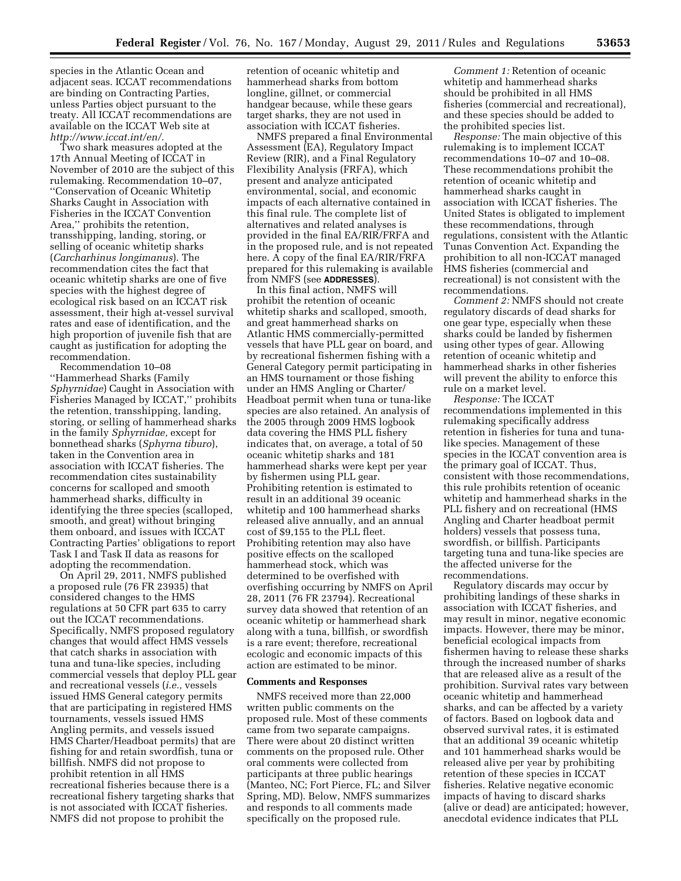species in the Atlantic Ocean and adjacent seas. ICCAT recommendations are binding on Contracting Parties, unless Parties object pursuant to the treaty. All ICCAT recommendations are available on the ICCAT Web site at *http://www.iccat.int/en/*.

Two shark measures adopted at the 17th Annual Meeting of ICCAT in November of 2010 are the subject of this rulemaking. Recommendation 10–07, ''Conservation of Oceanic Whitetip Sharks Caught in Association with Fisheries in the ICCAT Convention Area,'' prohibits the retention, transshipping, landing, storing, or selling of oceanic whitetip sharks (*Carcharhinus longimanus*). The recommendation cites the fact that oceanic whitetip sharks are one of five species with the highest degree of ecological risk based on an ICCAT risk assessment, their high at-vessel survival rates and ease of identification, and the high proportion of juvenile fish that are caught as justification for adopting the recommendation.

Recommendation 10–08 ''Hammerhead Sharks (Family *Sphyrnidae*) Caught in Association with Fisheries Managed by ICCAT,'' prohibits the retention, transshipping, landing, storing, or selling of hammerhead sharks in the family *Sphyrnidae,* except for bonnethead sharks (*Sphyrna tiburo*), taken in the Convention area in association with ICCAT fisheries. The recommendation cites sustainability concerns for scalloped and smooth hammerhead sharks, difficulty in identifying the three species (scalloped, smooth, and great) without bringing them onboard, and issues with ICCAT Contracting Parties' obligations to report Task I and Task II data as reasons for adopting the recommendation.

On April 29, 2011, NMFS published a proposed rule (76 FR 23935) that considered changes to the HMS regulations at 50 CFR part 635 to carry out the ICCAT recommendations. Specifically, NMFS proposed regulatory changes that would affect HMS vessels that catch sharks in association with tuna and tuna-like species, including commercial vessels that deploy PLL gear and recreational vessels (*i.e.,* vessels issued HMS General category permits that are participating in registered HMS tournaments, vessels issued HMS Angling permits, and vessels issued HMS Charter/Headboat permits) that are fishing for and retain swordfish, tuna or billfish. NMFS did not propose to prohibit retention in all HMS recreational fisheries because there is a recreational fishery targeting sharks that is not associated with ICCAT fisheries. NMFS did not propose to prohibit the retention of oceanic whitetip and hammerhead sharks from bottom longline, gillnet, or commercial handgear because, while these gears target sharks, they are not used in association with ICCAT fisheries.

NMFS prepared a final Environmental Assessment (EA), Regulatory Impact Review (RIR), and a Final Regulatory Flexibility Analysis (FRFA), which present and analyze anticipated environmental, social, and economic impacts of each alternative contained in this final rule. The complete list of alternatives and related analyses is provided in the final EA/RIR/FRFA and in the proposed rule, and is not repeated here. A copy of the final EA/RIR/FRFA prepared for this rulemaking is available from NMFS (see **ADDRESSES**).

In this final action, NMFS will prohibit the retention of oceanic whitetip sharks and scalloped, smooth, and great hammerhead sharks on Atlantic HMS commercially-permitted vessels that have PLL gear on board, and by recreational fishermen fishing with a General Category permit participating in an HMS tournament or those fishing under an HMS Angling or Charter/Headboat permit when tuna or tuna-like species are also retained. An analysis of the 2005 through 2009 HMS logbook data covering the HMS PLL fishery indicates that, on average, a total of 50 oceanic whitetip sharks and 181 hammerhead sharks were kept per year by fishermen using PLL gear. Prohibiting retention is estimated to result in an additional 39 oceanic whitetip and 100 hammerhead sharks released alive annually, and an annual cost of $9,155 to the PLL fleet. Prohibiting retention may also have positive effects on the scalloped hammerhead stock, which was determined to be overfished with overfishing occurring by NMFS on April 28, 2011 (76 FR 23794). Recreational survey data showed that retention of an oceanic whitetip or hammerhead shark along with a tuna, billfish, or swordfish is a rare event; therefore, recreational ecologic and economic impacts of this action are estimated to be minor.

## Comments and Responses

NMFS received more than 22,000 written public comments on the proposed rule. Most of these comments came from two separate campaigns. There were about 20 distinct written comments on the proposed rule. Other oral comments were collected from participants at three public hearings (Manteo, NC; Fort Pierce, FL; and Silver Spring, MD). Below, NMFS summarizes and responds to all comments made specifically on the proposed rule.

*Comment 1:* Retention of oceanic whitetip and hammerhead sharks should be prohibited in all HMS fisheries (commercial and recreational), and these species should be added to the prohibited species list.

*Response:* The main objective of this rulemaking is to implement ICCAT recommendations 10–07 and 10–08. These recommendations prohibit the retention of oceanic whitetip and hammerhead sharks caught in association with ICCAT fisheries. The United States is obligated to implement these recommendations, through regulations, consistent with the Atlantic Tunas Convention Act. Expanding the prohibition to all non-ICCAT managed HMS fisheries (commercial and recreational) is not consistent with the recommendations.

*Comment 2:* NMFS should not create regulatory discards of dead sharks for one gear type, especially when these sharks could be landed by fishermen using other types of gear. Allowing retention of oceanic whitetip and hammerhead sharks in other fisheries will prevent the ability to enforce this rule on a market level.

*Response:* The ICCAT recommendations implemented in this rulemaking specifically address retention in fisheries for tuna and tuna-like species. Management of these species in the ICCAT convention area is the primary goal of ICCAT. Thus, consistent with those recommendations, this rule prohibits retention of oceanic whitetip and hammerhead sharks in the PLL fishery and on recreational (HMS Angling and Charter headboat permit holders) vessels that possess tuna, swordfish, or billfish. Participants targeting tuna and tuna-like species are the affected universe for the recommendations.

Regulatory discards may occur by prohibiting landings of these sharks in association with ICCAT fisheries, and may result in minor, negative economic impacts. However, there may be minor, beneficial ecological impacts from fishermen having to release these sharks through the increased number of sharks that are released alive as a result of the prohibition. Survival rates vary between oceanic whitetip and hammerhead sharks, and can be affected by a variety of factors. Based on logbook data and observed survival rates, it is estimated that an additional 39 oceanic whitetip and 101 hammerhead sharks would be released alive per year by prohibiting retention of these species in ICCAT fisheries. Relative negative economic impacts of having to discard sharks (alive or dead) are anticipated; however, anecdotal evidence indicates that PLL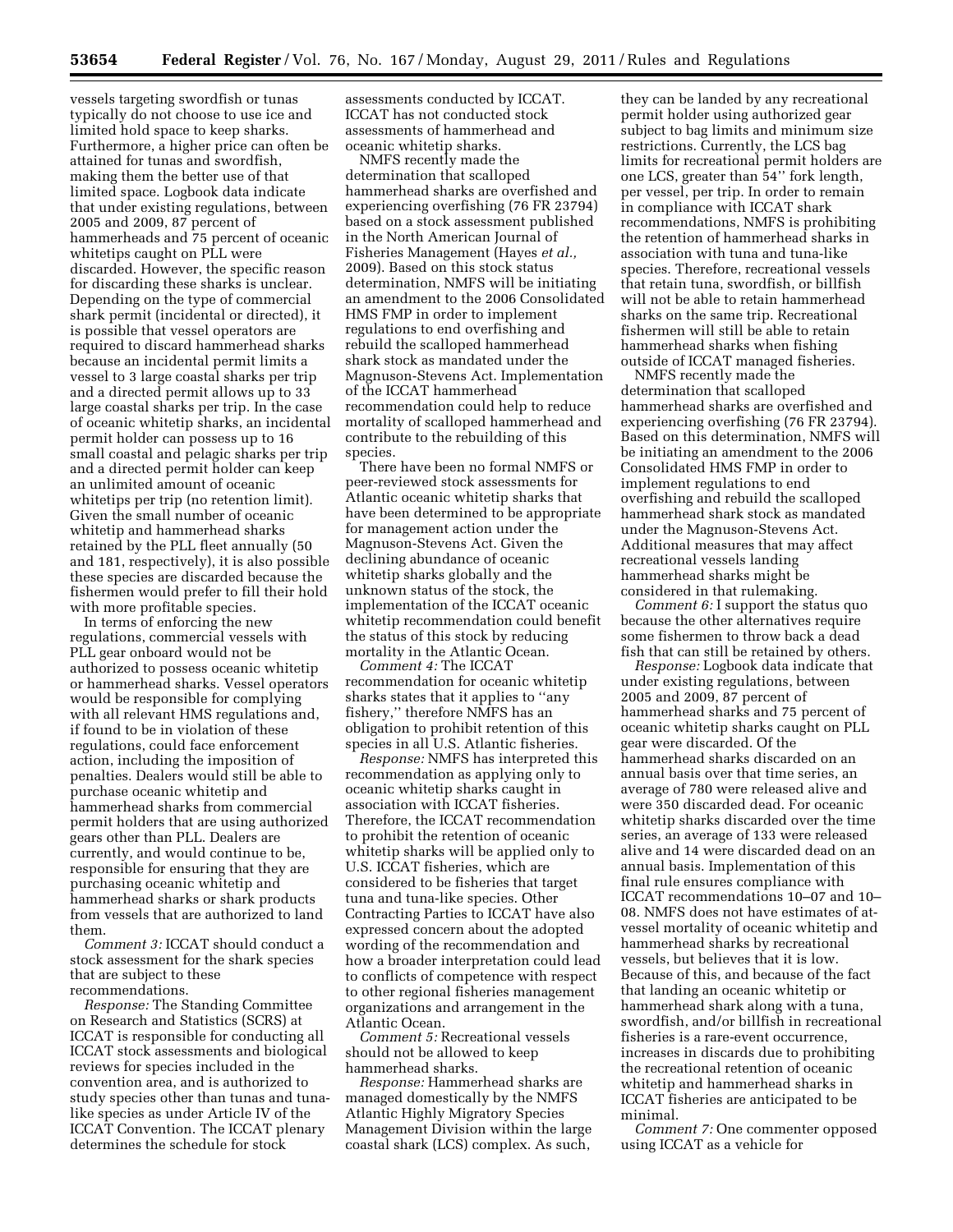vessels targeting swordfish or tunas typically do not choose to use ice and limited hold space to keep sharks. Furthermore, a higher price can often be attained for tunas and swordfish, making them the better use of that limited space. Logbook data indicate that under existing regulations, between 2005 and 2009, 87 percent of hammerheads and 75 percent of oceanic whitetips caught on PLL were discarded. However, the specific reason for discarding these sharks is unclear. Depending on the type of commercial shark permit (incidental or directed), it is possible that vessel operators are required to discard hammerhead sharks because an incidental permit limits a vessel to 3 large coastal sharks per trip and a directed permit allows up to 33 large coastal sharks per trip. In the case of oceanic whitetip sharks, an incidental permit holder can possess up to 16 small coastal and pelagic sharks per trip and a directed permit holder can keep an unlimited amount of oceanic whitetips per trip (no retention limit). Given the small number of oceanic whitetip and hammerhead sharks retained by the PLL fleet annually (50 and 181, respectively), it is also possible these species are discarded because the fishermen would prefer to fill their hold with more profitable species.

In terms of enforcing the new regulations, commercial vessels with PLL gear onboard would not be authorized to possess oceanic whitetip or hammerhead sharks. Vessel operators would be responsible for complying with all relevant HMS regulations and, if found to be in violation of these regulations, could face enforcement action, including the imposition of penalties. Dealers would still be able to purchase oceanic whitetip and hammerhead sharks from commercial permit holders that are using authorized gears other than PLL. Dealers are currently, and would continue to be, responsible for ensuring that they are purchasing oceanic whitetip and hammerhead sharks or shark products from vessels that are authorized to land them.

*Comment 3:* ICCAT should conduct a stock assessment for the shark species that are subject to these recommendations.

*Response:* The Standing Committee on Research and Statistics (SCRS) at ICCAT is responsible for conducting all ICCAT stock assessments and biological reviews for species included in the convention area, and is authorized to study species other than tunas and tuna-like species as under Article IV of the ICCAT Convention. The ICCAT plenary determines the schedule for stock assessments conducted by ICCAT. ICCAT has not conducted stock assessments of hammerhead and oceanic whitetip sharks.

NMFS recently made the determination that scalloped hammerhead sharks are overfished and experiencing overfishing (76 FR 23794) based on a stock assessment published in the North American Journal of Fisheries Management (Hayes *et al.,* 2009). Based on this stock status determination, NMFS will be initiating an amendment to the 2006 Consolidated HMS FMP in order to implement regulations to end overfishing and rebuild the scalloped hammerhead shark stock as mandated under the Magnuson-Stevens Act. Implementation of the ICCAT hammerhead recommendation could help to reduce mortality of scalloped hammerhead and contribute to the rebuilding of this species.

There have been no formal NMFS or peer-reviewed stock assessments for Atlantic oceanic whitetip sharks that have been determined to be appropriate for management action under the Magnuson-Stevens Act. Given the declining abundance of oceanic whitetip sharks globally and the unknown status of the stock, the implementation of the ICCAT oceanic whitetip recommendation could benefit the status of this stock by reducing mortality in the Atlantic Ocean.

*Comment 4:* The ICCAT recommendation for oceanic whitetip sharks states that it applies to "any fishery," therefore NMFS has an obligation to prohibit retention of this species in all U.S. Atlantic fisheries.

*Response:* NMFS has interpreted this recommendation as applying only to oceanic whitetip sharks caught in association with ICCAT fisheries. Therefore, the ICCAT recommendation to prohibit the retention of oceanic whitetip sharks will be applied only to U.S. ICCAT fisheries, which are considered to be fisheries that target tuna and tuna-like species. Other Contracting Parties to ICCAT have also expressed concern about the adopted wording of the recommendation and how a broader interpretation could lead to conflicts of competence with respect to other regional fisheries management organizations and arrangement in the Atlantic Ocean.

*Comment 5:* Recreational vessels should not be allowed to keep hammerhead sharks.

*Response:* Hammerhead sharks are managed domestically by the NMFS Atlantic Highly Migratory Species Management Division within the large coastal shark (LCS) complex. As such, they can be landed by any recreational permit holder using authorized gear subject to bag limits and minimum size restrictions. Currently, the LCS bag limits for recreational permit holders are one LCS, greater than 54'' fork length, per vessel, per trip. In order to remain in compliance with ICCAT shark recommendations, NMFS is prohibiting the retention of hammerhead sharks in association with tuna and tuna-like species. Therefore, recreational vessels that retain tuna, swordfish, or billfish will not be able to retain hammerhead sharks on the same trip. Recreational fishermen will still be able to retain hammerhead sharks when fishing outside of ICCAT managed fisheries.

NMFS recently made the determination that scalloped hammerhead sharks are overfished and experiencing overfishing (76 FR 23794). Based on this determination, NMFS will be initiating an amendment to the 2006 Consolidated HMS FMP in order to implement regulations to end overfishing and rebuild the scalloped hammerhead shark stock as mandated under the Magnuson-Stevens Act. Additional measures that may affect recreational vessels landing hammerhead sharks might be considered in that rulemaking.

*Comment 6:* I support the status quo because the other alternatives require some fishermen to throw back a dead fish that can still be retained by others.

*Response:* Logbook data indicate that under existing regulations, between 2005 and 2009, 87 percent of hammerhead sharks and 75 percent of oceanic whitetip sharks caught on PLL gear were discarded. Of the hammerhead sharks discarded on an annual basis over that time series, an average of 780 were released alive and were 350 discarded dead. For oceanic whitetip sharks discarded over the time series, an average of 133 were released alive and 14 were discarded dead on an annual basis. Implementation of this final rule ensures compliance with ICCAT recommendations 10–07 and 10–08. NMFS does not have estimates of at-vessel mortality of oceanic whitetip and hammerhead sharks by recreational vessels, but believes that it is low. Because of this, and because of the fact that landing an oceanic whitetip or hammerhead shark along with a tuna, swordfish, and/or billfish in recreational fisheries is a rare-event occurrence, increases in discards due to prohibiting the recreational retention of oceanic whitetip and hammerhead sharks in ICCAT fisheries are anticipated to be minimal.

*Comment 7:* One commenter opposed using ICCAT as a vehicle for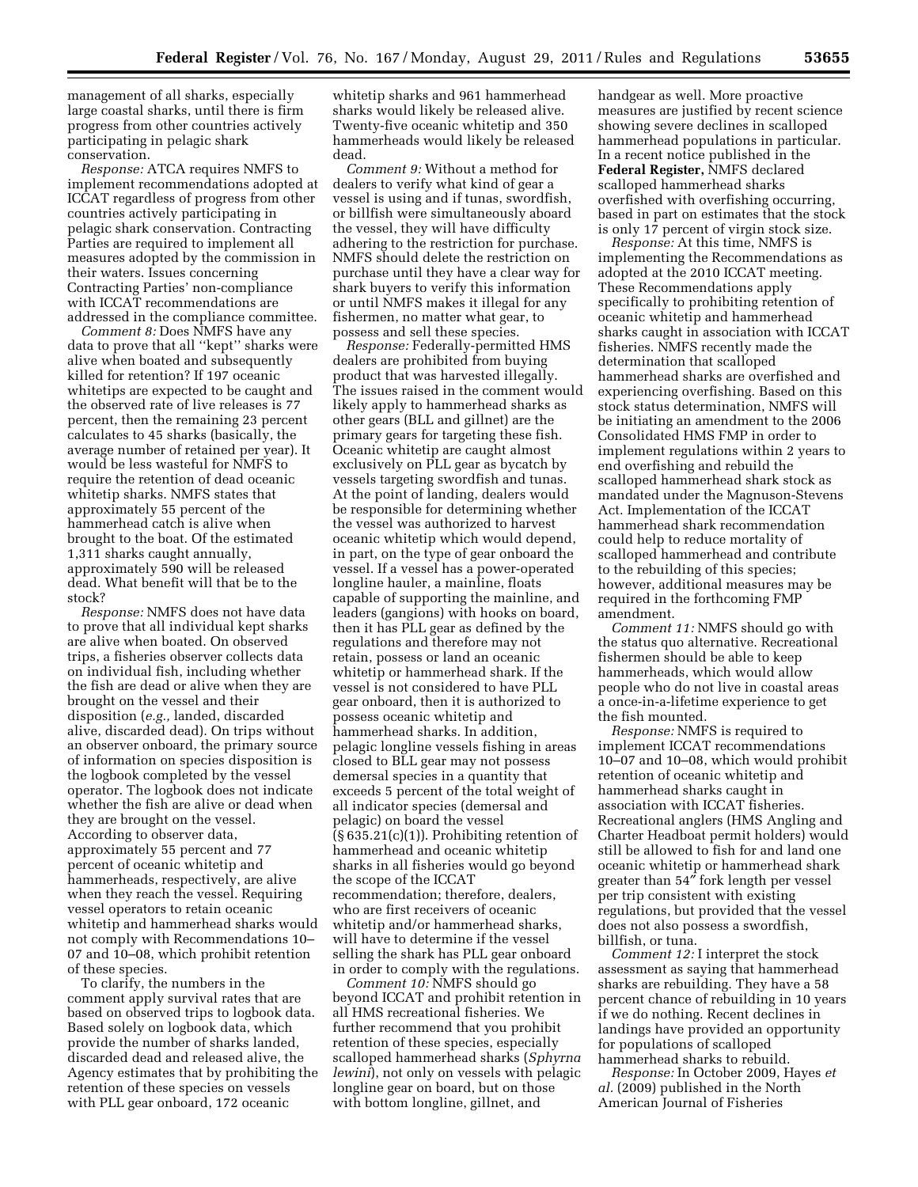management of all sharks, especially large coastal sharks, until there is firm progress from other countries actively participating in pelagic shark conservation.

*Response:* ATCA requires NMFS to implement recommendations adopted at ICCAT regardless of progress from other countries actively participating in pelagic shark conservation. Contracting Parties are required to implement all measures adopted by the commission in their waters. Issues concerning Contracting Parties' non-compliance with ICCAT recommendations are addressed in the compliance committee.

*Comment 8:* Does NMFS have any data to prove that all "kept" sharks were alive when boated and subsequently killed for retention? If 197 oceanic whitetips are expected to be caught and the observed rate of live releases is 77 percent, then the remaining 23 percent calculates to 45 sharks (basically, the average number of retained per year). It would be less wasteful for NMFS to require the retention of dead oceanic whitetip sharks. NMFS states that approximately 55 percent of the hammerhead catch is alive when brought to the boat. Of the estimated 1,311 sharks caught annually, approximately 590 will be released dead. What benefit will that be to the stock?

*Response:* NMFS does not have data to prove that all individual kept sharks are alive when boated. On observed trips, a fisheries observer collects data on individual fish, including whether the fish are dead or alive when they are brought on the vessel and their disposition (*e.g.,* landed, discarded alive, discarded dead). On trips without an observer onboard, the primary source of information on species disposition is the logbook completed by the vessel operator. The logbook does not indicate whether the fish are alive or dead when they are brought on the vessel. According to observer data, approximately 55 percent and 77 percent of oceanic whitetip and hammerheads, respectively, are alive when they reach the vessel. Requiring vessel operators to retain oceanic whitetip and hammerhead sharks would not comply with Recommendations 10–07 and 10–08, which prohibit retention of these species.

To clarify, the numbers in the comment apply survival rates that are based on observed trips to logbook data. Based solely on logbook data, which provide the number of sharks landed, discarded dead and released alive, the Agency estimates that by prohibiting the retention of these species on vessels with PLL gear onboard, 172 oceanic whitetip sharks and 961 hammerhead sharks would likely be released alive. Twenty-five oceanic whitetip and 350 hammerheads would likely be released dead.

*Comment 9:* Without a method for dealers to verify what kind of gear a vessel is using and if tunas, swordfish, or billfish were simultaneously aboard the vessel, they will have difficulty adhering to the restriction for purchase. NMFS should delete the restriction on purchase until they have a clear way for shark buyers to verify this information or until NMFS makes it illegal for any fishermen, no matter what gear, to possess and sell these species.

*Response:* Federally-permitted HMS dealers are prohibited from buying product that was harvested illegally. The issues raised in the comment would likely apply to hammerhead sharks as other gears (BLL and gillnet) are the primary gears for targeting these fish. Oceanic whitetip are caught almost exclusively on PLL gear as bycatch by vessels targeting swordfish and tunas. At the point of landing, dealers would be responsible for determining whether the vessel was authorized to harvest oceanic whitetip which would depend, in part, on the type of gear onboard the vessel. If a vessel has a power-operated longline hauler, a mainline, floats capable of supporting the mainline, and leaders (gangions) with hooks on board, then it has PLL gear as defined by the regulations and therefore may not retain, possess or land an oceanic whitetip or hammerhead shark. If the vessel is not considered to have PLL gear onboard, then it is authorized to possess oceanic whitetip and hammerhead sharks. In addition, pelagic longline vessels fishing in areas closed to BLL gear may not possess demersal species in a quantity that exceeds 5 percent of the total weight of all indicator species (demersal and pelagic) on board the vessel (§ 635.21(c)(1)). Prohibiting retention of hammerhead and oceanic whitetip sharks in all fisheries would go beyond the scope of the ICCAT recommendation; therefore, dealers, who are first receivers of oceanic whitetip and/or hammerhead sharks, will have to determine if the vessel selling the shark has PLL gear onboard in order to comply with the regulations.

*Comment 10:* NMFS should go beyond ICCAT and prohibit retention in all HMS recreational fisheries. We further recommend that you prohibit retention of these species, especially scalloped hammerhead sharks (*Sphyrna lewini*), not only on vessels with pelagic longline gear on board, but on those with bottom longline, gillnet, and handgear as well. More proactive measures are justified by recent science showing severe declines in scalloped hammerhead populations in particular. In a recent notice published in the **Federal Register,** NMFS declared scalloped hammerhead sharks overfished with overfishing occurring, based in part on estimates that the stock is only 17 percent of virgin stock size.

*Response:* At this time, NMFS is implementing the Recommendations as adopted at the 2010 ICCAT meeting. These Recommendations apply specifically to prohibiting retention of oceanic whitetip and hammerhead sharks caught in association with ICCAT fisheries. NMFS recently made the determination that scalloped hammerhead sharks are overfished and experiencing overfishing. Based on this stock status determination, NMFS will be initiating an amendment to the 2006 Consolidated HMS FMP in order to implement regulations within 2 years to end overfishing and rebuild the scalloped hammerhead shark stock as mandated under the Magnuson-Stevens Act. Implementation of the ICCAT hammerhead shark recommendation could help to reduce mortality of scalloped hammerhead and contribute to the rebuilding of this species; however, additional measures may be required in the forthcoming FMP amendment.

*Comment 11:* NMFS should go with the status quo alternative. Recreational fishermen should be able to keep hammerheads, which would allow people who do not live in coastal areas a once-in-a-lifetime experience to get the fish mounted.

*Response:* NMFS is required to implement ICCAT recommendations 10–07 and 10–08, which would prohibit retention of oceanic whitetip and hammerhead sharks caught in association with ICCAT fisheries. Recreational anglers (HMS Angling and Charter Headboat permit holders) would still be allowed to fish for and land one oceanic whitetip or hammerhead shark greater than 54″ fork length per vessel per trip consistent with existing regulations, but provided that the vessel does not also possess a swordfish, billfish, or tuna.

*Comment 12:* I interpret the stock assessment as saying that hammerhead sharks are rebuilding. They have a 58 percent chance of rebuilding in 10 years if we do nothing. Recent declines in landings have provided an opportunity for populations of scalloped hammerhead sharks to rebuild.

*Response:* In October 2009, Hayes *et al.* (2009) published in the North American Journal of Fisheries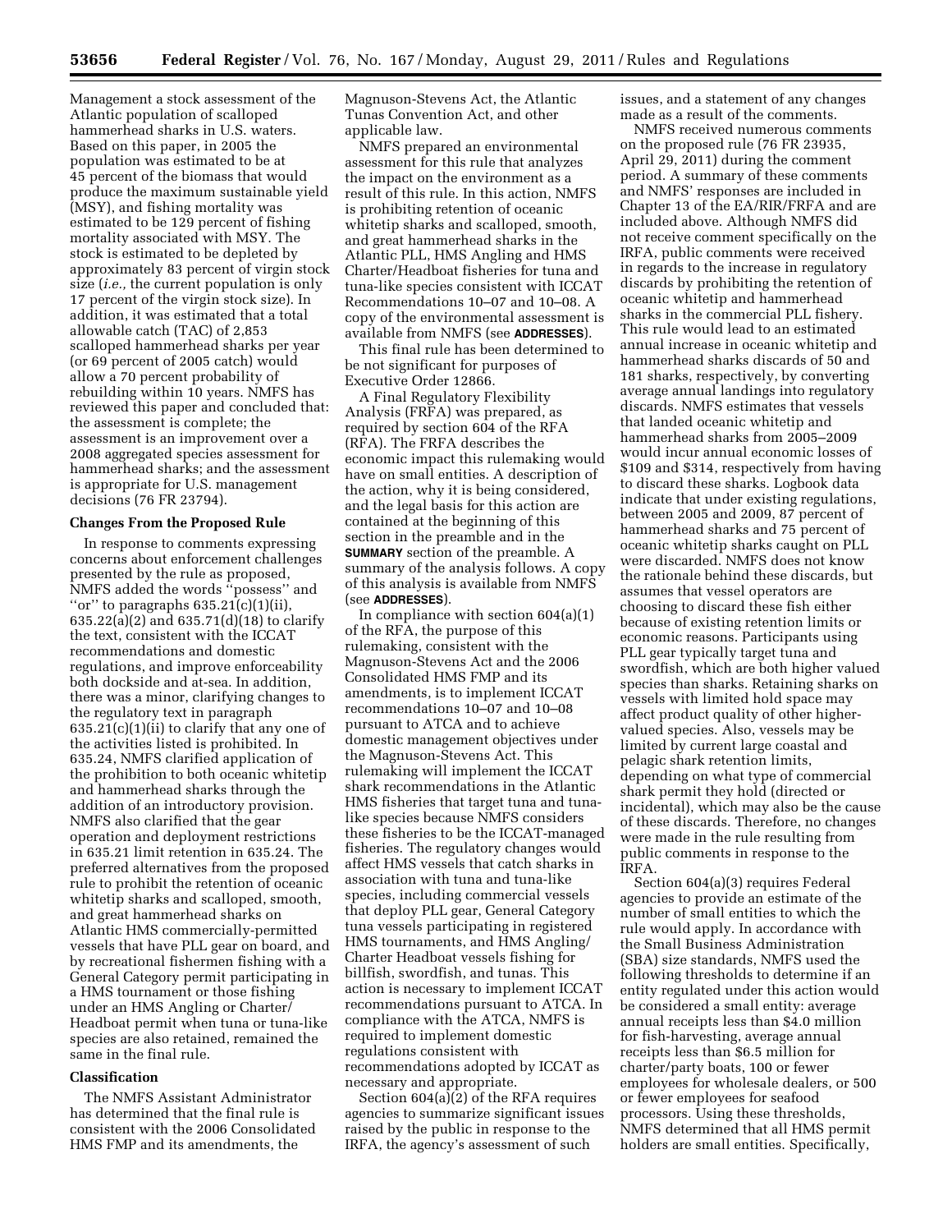Management a stock assessment of the Atlantic population of scalloped hammerhead sharks in U.S. waters. Based on this paper, in 2005 the population was estimated to be at 45 percent of the biomass that would produce the maximum sustainable yield (MSY), and fishing mortality was estimated to be 129 percent of fishing mortality associated with MSY. The stock is estimated to be depleted by approximately 83 percent of virgin stock size (*i.e.,* the current population is only 17 percent of the virgin stock size). In addition, it was estimated that a total allowable catch (TAC) of 2,853 scalloped hammerhead sharks per year (or 69 percent of 2005 catch) would allow a 70 percent probability of rebuilding within 10 years. NMFS has reviewed this paper and concluded that: the assessment is complete; the assessment is an improvement over a 2008 aggregated species assessment for hammerhead sharks; and the assessment is appropriate for U.S. management decisions (76 FR 23794).

## Changes From the Proposed Rule

In response to comments expressing concerns about enforcement challenges presented by the rule as proposed, NMFS added the words "possess" and "or" to paragraphs 635.21(c)(1)(ii), 635.22(a)(2) and 635.71(d)(18) to clarify the text, consistent with the ICCAT recommendations and domestic regulations, and improve enforceability both dockside and at-sea. In addition, there was a minor, clarifying changes to the regulatory text in paragraph 635.21(c)(1)(ii) to clarify that any one of the activities listed is prohibited. In 635.24, NMFS clarified application of the prohibition to both oceanic whitetip and hammerhead sharks through the addition of an introductory provision. NMFS also clarified that the gear operation and deployment restrictions in 635.21 limit retention in 635.24. The preferred alternatives from the proposed rule to prohibit the retention of oceanic whitetip sharks and scalloped, smooth, and great hammerhead sharks on Atlantic HMS commercially-permitted vessels that have PLL gear on board, and by recreational fishermen fishing with a General Category permit participating in a HMS tournament or those fishing under an HMS Angling or Charter/Headboat permit when tuna or tuna-like species are also retained, remained the same in the final rule.

## Classification

The NMFS Assistant Administrator has determined that the final rule is consistent with the 2006 Consolidated HMS FMP and its amendments, the Magnuson-Stevens Act, the Atlantic Tunas Convention Act, and other applicable law.

NMFS prepared an environmental assessment for this rule that analyzes the impact on the environment as a result of this rule. In this action, NMFS is prohibiting retention of oceanic whitetip sharks and scalloped, smooth, and great hammerhead sharks in the Atlantic PLL, HMS Angling and HMS Charter/Headboat fisheries for tuna and tuna-like species consistent with ICCAT Recommendations 10–07 and 10–08. A copy of the environmental assessment is available from NMFS (see **ADDRESSES**).

This final rule has been determined to be not significant for purposes of Executive Order 12866.

A Final Regulatory Flexibility Analysis (FRFA) was prepared, as required by section 604 of the RFA (RFA). The FRFA describes the economic impact this rulemaking would have on small entities. A description of the action, why it is being considered, and the legal basis for this action are contained at the beginning of this section in the preamble and in the **SUMMARY** section of the preamble. A summary of the analysis follows. A copy of this analysis is available from NMFS (see **ADDRESSES**).

In compliance with section 604(a)(1) of the RFA, the purpose of this rulemaking, consistent with the Magnuson-Stevens Act and the 2006 Consolidated HMS FMP and its amendments, is to implement ICCAT recommendations 10–07 and 10–08 pursuant to ATCA and to achieve domestic management objectives under the Magnuson-Stevens Act. This rulemaking will implement the ICCAT shark recommendations in the Atlantic HMS fisheries that target tuna and tuna-like species because NMFS considers these fisheries to be the ICCAT-managed fisheries. The regulatory changes would affect HMS vessels that catch sharks in association with tuna and tuna-like species, including commercial vessels that deploy PLL gear, General Category tuna vessels participating in registered HMS tournaments, and HMS Angling/Charter Headboat vessels fishing for billfish, swordfish, and tunas. This action is necessary to implement ICCAT recommendations pursuant to ATCA. In compliance with the ATCA, NMFS is required to implement domestic regulations consistent with recommendations adopted by ICCAT as necessary and appropriate.

Section 604(a)(2) of the RFA requires agencies to summarize significant issues raised by the public in response to the IRFA, the agency's assessment of such issues, and a statement of any changes made as a result of the comments.

NMFS received numerous comments on the proposed rule (76 FR 23935, April 29, 2011) during the comment period. A summary of these comments and NMFS' responses are included in Chapter 13 of the EA/RIR/FRFA and are included above. Although NMFS did not receive comment specifically on the IRFA, public comments were received in regards to the increase in regulatory discards by prohibiting the retention of oceanic whitetip and hammerhead sharks in the commercial PLL fishery. This rule would lead to an estimated annual increase in oceanic whitetip and hammerhead sharks discards of 50 and 181 sharks, respectively, by converting average annual landings into regulatory discards. NMFS estimates that vessels that landed oceanic whitetip and hammerhead sharks from 2005–2009 would incur annual economic losses of $109 and $314, respectively from having to discard these sharks. Logbook data indicate that under existing regulations, between 2005 and 2009, 87 percent of hammerhead sharks and 75 percent of oceanic whitetip sharks caught on PLL were discarded. NMFS does not know the rationale behind these discards, but assumes that vessel operators are choosing to discard these fish either because of existing retention limits or economic reasons. Participants using PLL gear typically target tuna and swordfish, which are both higher valued species than sharks. Retaining sharks on vessels with limited hold space may affect product quality of other higher-valued species. Also, vessels may be limited by current large coastal and pelagic shark retention limits, depending on what type of commercial shark permit they hold (directed or incidental), which may also be the cause of these discards. Therefore, no changes were made in the rule resulting from public comments in response to the IRFA.

Section 604(a)(3) requires Federal agencies to provide an estimate of the number of small entities to which the rule would apply. In accordance with the Small Business Administration (SBA) size standards, NMFS used the following thresholds to determine if an entity regulated under this action would be considered a small entity: average annual receipts less than $4.0 million for fish-harvesting, average annual receipts less than $6.5 million for charter/party boats, 100 or fewer employees for wholesale dealers, or 500 or fewer employees for seafood processors. Using these thresholds, NMFS determined that all HMS permit holders are small entities. Specifically,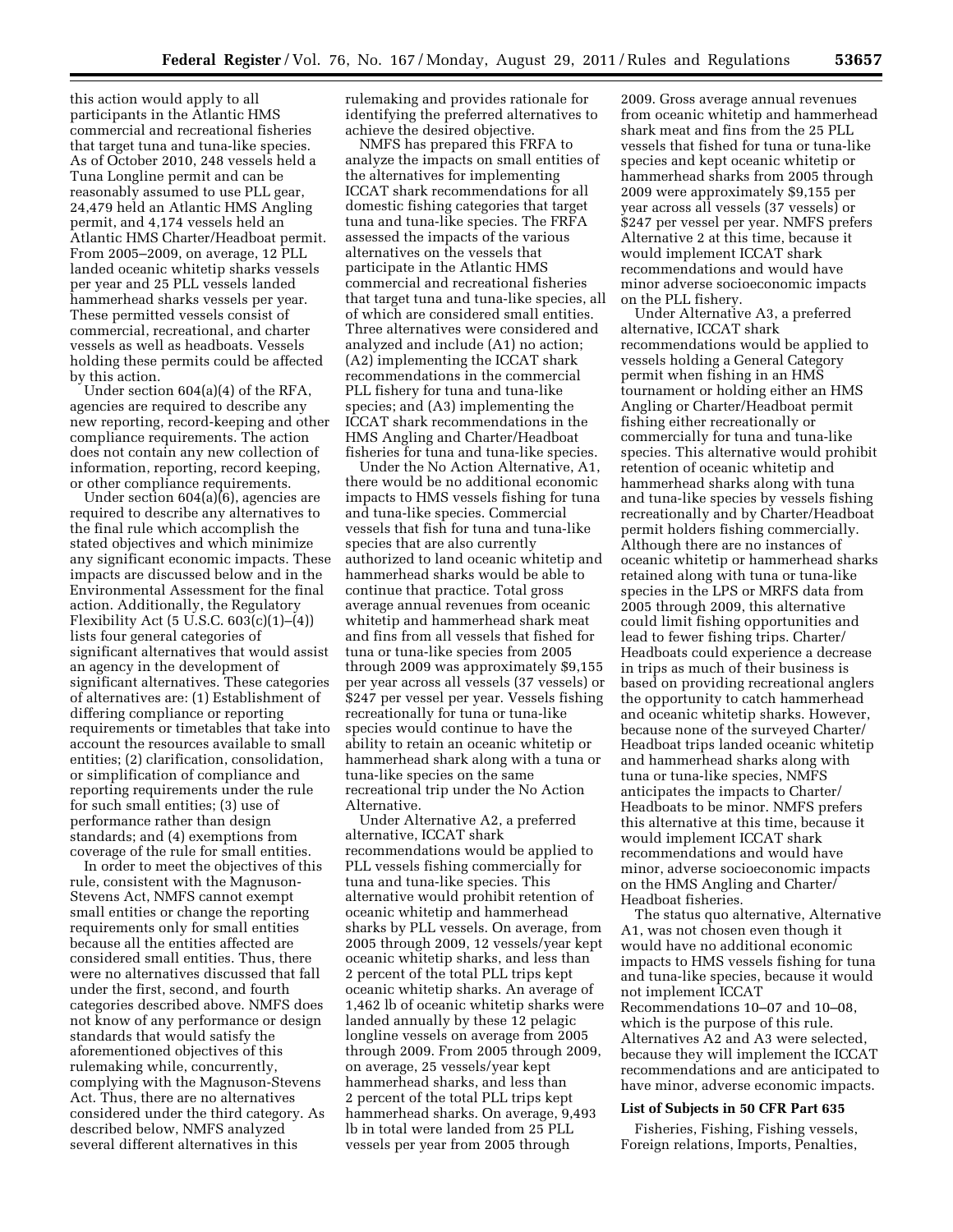this action would apply to all participants in the Atlantic HMS commercial and recreational fisheries that target tuna and tuna-like species. As of October 2010, 248 vessels held a Tuna Longline permit and can be reasonably assumed to use PLL gear, 24,479 held an Atlantic HMS Angling permit, and 4,174 vessels held an Atlantic HMS Charter/Headboat permit. From 2005–2009, on average, 12 PLL landed oceanic whitetip sharks vessels per year and 25 PLL vessels landed hammerhead sharks vessels per year. These permitted vessels consist of commercial, recreational, and charter vessels as well as headboats. Vessels holding these permits could be affected by this action.

Under section 604(a)(4) of the RFA, agencies are required to describe any new reporting, record-keeping and other compliance requirements. The action does not contain any new collection of information, reporting, record keeping, or other compliance requirements.

Under section 604(a)(6), agencies are required to describe any alternatives to the final rule which accomplish the stated objectives and which minimize any significant economic impacts. These impacts are discussed below and in the Environmental Assessment for the final action. Additionally, the Regulatory Flexibility Act (5 U.S.C. 603(c)(1)–(4)) lists four general categories of significant alternatives that would assist an agency in the development of significant alternatives. These categories of alternatives are: (1) Establishment of differing compliance or reporting requirements or timetables that take into account the resources available to small entities; (2) clarification, consolidation, or simplification of compliance and reporting requirements under the rule for such small entities; (3) use of performance rather than design standards; and (4) exemptions from coverage of the rule for small entities.

In order to meet the objectives of this rule, consistent with the Magnuson-Stevens Act, NMFS cannot exempt small entities or change the reporting requirements only for small entities because all the entities affected are considered small entities. Thus, there were no alternatives discussed that fall under the first, second, and fourth categories described above. NMFS does not know of any performance or design standards that would satisfy the aforementioned objectives of this rulemaking while, concurrently, complying with the Magnuson-Stevens Act. Thus, there are no alternatives considered under the third category. As described below, NMFS analyzed several different alternatives in this rulemaking and provides rationale for identifying the preferred alternatives to achieve the desired objective.

NMFS has prepared this FRFA to analyze the impacts on small entities of the alternatives for implementing ICCAT shark recommendations for all domestic fishing categories that target tuna and tuna-like species. The FRFA assessed the impacts of the various alternatives on the vessels that participate in the Atlantic HMS commercial and recreational fisheries that target tuna and tuna-like species, all of which are considered small entities. Three alternatives were considered and analyzed and include (A1) no action; (A2) implementing the ICCAT shark recommendations in the commercial PLL fishery for tuna and tuna-like species; and (A3) implementing the ICCAT shark recommendations in the HMS Angling and Charter/Headboat fisheries for tuna and tuna-like species.

Under the No Action Alternative, A1, there would be no additional economic impacts to HMS vessels fishing for tuna and tuna-like species. Commercial vessels that fish for tuna and tuna-like species that are also currently authorized to land oceanic whitetip and hammerhead sharks would be able to continue that practice. Total gross average annual revenues from oceanic whitetip and hammerhead shark meat and fins from all vessels that fished for tuna or tuna-like species from 2005 through 2009 was approximately $9,155 per year across all vessels (37 vessels) or $247 per vessel per year. Vessels fishing recreationally for tuna or tuna-like species would continue to have the ability to retain an oceanic whitetip or hammerhead shark along with a tuna or tuna-like species on the same recreational trip under the No Action Alternative.

Under Alternative A2, a preferred alternative, ICCAT shark recommendations would be applied to PLL vessels fishing commercially for tuna and tuna-like species. This alternative would prohibit retention of oceanic whitetip and hammerhead sharks by PLL vessels. On average, from 2005 through 2009, 12 vessels/year kept oceanic whitetip sharks, and less than 2 percent of the total PLL trips kept oceanic whitetip sharks. An average of 1,462 lb of oceanic whitetip sharks were landed annually by these 12 pelagic longline vessels on average from 2005 through 2009. From 2005 through 2009, on average, 25 vessels/year kept hammerhead sharks, and less than 2 percent of the total PLL trips kept hammerhead sharks. On average, 9,493 lb in total were landed from 25 PLL vessels per year from 2005 through 2009. Gross average annual revenues from oceanic whitetip and hammerhead shark meat and fins from the 25 PLL vessels that fished for tuna or tuna-like species and kept oceanic whitetip or hammerhead sharks from 2005 through 2009 were approximately $9,155 per year across all vessels (37 vessels) or $247 per vessel per year. NMFS prefers Alternative 2 at this time, because it would implement ICCAT shark recommendations and would have minor adverse socioeconomic impacts on the PLL fishery.

Under Alternative A3, a preferred alternative, ICCAT shark recommendations would be applied to vessels holding a General Category permit when fishing in an HMS tournament or holding either an HMS Angling or Charter/Headboat permit fishing either recreationally or commercially for tuna and tuna-like species. This alternative would prohibit retention of oceanic whitetip and hammerhead sharks along with tuna and tuna-like species by vessels fishing recreationally and by Charter/Headboat permit holders fishing commercially. Although there are no instances of oceanic whitetip or hammerhead sharks retained along with tuna or tuna-like species in the LPS or MRFS data from 2005 through 2009, this alternative could limit fishing opportunities and lead to fewer fishing trips. Charter/Headboats could experience a decrease in trips as much of their business is based on providing recreational anglers the opportunity to catch hammerhead and oceanic whitetip sharks. However, because none of the surveyed Charter/Headboat trips landed oceanic whitetip and hammerhead sharks along with tuna or tuna-like species, NMFS anticipates the impacts to Charter/Headboats to be minor. NMFS prefers this alternative at this time, because it would implement ICCAT shark recommendations and would have minor, adverse socioeconomic impacts on the HMS Angling and Charter/Headboat fisheries.

The status quo alternative, Alternative A1, was not chosen even though it would have no additional economic impacts to HMS vessels fishing for tuna and tuna-like species, because it would not implement ICCAT Recommendations 10–07 and 10–08, which is the purpose of this rule. Alternatives A2 and A3 were selected, because they will implement the ICCAT recommendations and are anticipated to have minor, adverse economic impacts.

**List of Subjects in 50 CFR Part 635**

Fisheries, Fishing, Fishing vessels, Foreign relations, Imports, Penalties,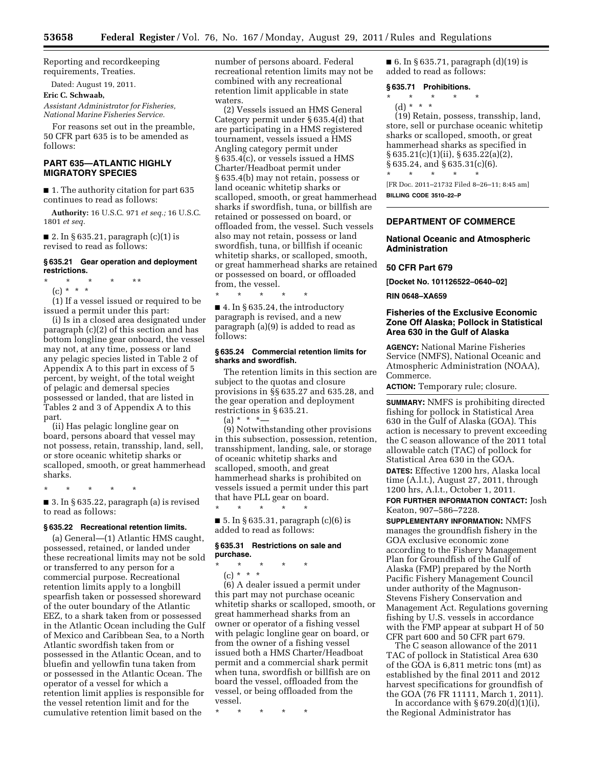Reporting and recordkeeping requirements, Treaties.

Dated: August 19, 2011.

**Eric C. Schwaab,**

*Assistant Administrator for Fisheries, National Marine Fisheries Service.*

For reasons set out in the preamble, 50 CFR part 635 is to be amended as follows:

## PART 635—ATLANTIC HIGHLY MIGRATORY SPECIES

■ 1. The authority citation for part 635 continues to read as follows:

**Authority:** 16 U.S.C. 971 *et seq.;* 16 U.S.C. 1801 *et seq.*

■ 2. In § 635.21, paragraph (c)(1) is revised to read as follows:

### § 635.21 Gear operation and deployment restrictions.

\* \* \* \* \*\*

(c) \* \* \*

(1) If a vessel issued or required to be issued a permit under this part:

(i) Is in a closed area designated under paragraph (c)(2) of this section and has bottom longline gear onboard, the vessel may not, at any time, possess or land any pelagic species listed in Table 2 of Appendix A to this part in excess of 5 percent, by weight, of the total weight of pelagic and demersal species possessed or landed, that are listed in Tables 2 and 3 of Appendix A to this part.

(ii) Has pelagic longline gear on board, persons aboard that vessel may not possess, retain, transship, land, sell, or store oceanic whitetip sharks or scalloped, smooth, or great hammerhead sharks.

\* \* \* \* \*

■ 3. In § 635.22, paragraph (a) is revised to read as follows:

### § 635.22 Recreational retention limits.

(a) General—(1) Atlantic HMS caught, possessed, retained, or landed under these recreational limits may not be sold or transferred to any person for a commercial purpose. Recreational retention limits apply to a longbill spearfish taken or possessed shoreward of the outer boundary of the Atlantic EEZ, to a shark taken from or possessed in the Atlantic Ocean including the Gulf of Mexico and Caribbean Sea, to a North Atlantic swordfish taken from or possessed in the Atlantic Ocean, and to bluefin and yellowfin tuna taken from or possessed in the Atlantic Ocean. The operator of a vessel for which a retention limit applies is responsible for the vessel retention limit and for the cumulative retention limit based on the number of persons aboard. Federal recreational retention limits may not be combined with any recreational retention limit applicable in state waters.

(2) Vessels issued an HMS General Category permit under § 635.4(d) that are participating in a HMS registered tournament, vessels issued a HMS Angling category permit under § 635.4(c), or vessels issued a HMS Charter/Headboat permit under § 635.4(b) may not retain, possess or land oceanic whitetip sharks or scalloped, smooth, or great hammerhead sharks if swordfish, tuna, or billfish are retained or possessed on board, or offloaded from, the vessel. Such vessels also may not retain, possess or land swordfish, tuna, or billfish if oceanic whitetip sharks, or scalloped, smooth, or great hammerhead sharks are retained or possessed on board, or offloaded from, the vessel.

\* \* \* \* \*

■ 4. In § 635.24, the introductory paragraph is revised, and a new paragraph (a)(9) is added to read as follows:

### § 635.24 Commercial retention limits for sharks and swordfish.

The retention limits in this section are subject to the quotas and closure provisions in §§ 635.27 and 635.28, and the gear operation and deployment restrictions in § 635.21.

(a) \* \* \*—

(9) Notwithstanding other provisions in this subsection, possession, retention, transshipment, landing, sale, or storage of oceanic whitetip sharks and scalloped, smooth, and great hammerhead sharks is prohibited on vessels issued a permit under this part that have PLL gear on board.

\* \* \* \* \*

■ 5. In § 635.31, paragraph (c)(6) is added to read as follows:

### § 635.31 Restrictions on sale and purchase.

\* \* \* \* \*

(c) \* \* \*

(6) A dealer issued a permit under this part may not purchase oceanic whitetip sharks or scalloped, smooth, or great hammerhead sharks from an owner or operator of a fishing vessel with pelagic longline gear on board, or from the owner of a fishing vessel issued both a HMS Charter/Headboat permit and a commercial shark permit when tuna, swordfish or billfish are on board the vessel, offloaded from the vessel, or being offloaded from the vessel.

\* \* \* \* \*

■ 6. In § 635.71, paragraph (d)(19) is added to read as follows:

### § 635.71 Prohibitions.

\* \* \* \* \*

(d) \* \* \*

(19) Retain, possess, transship, land, store, sell or purchase oceanic whitetip sharks or scalloped, smooth, or great hammerhead sharks as specified in § 635.21(c)(1)(ii), § 635.22(a)(2), § 635.24, and § 635.31(c)(6).

\* \* \* \* \*

[FR Doc. 2011–21732 Filed 8–26–11; 8:45 am]

**BILLING CODE 3510–22–P**

---

## DEPARTMENT OF COMMERCE

### National Oceanic and Atmospheric Administration

### 50 CFR Part 679

**[Docket No. 101126522–0640–02]**

**RIN 0648–XA659**

### Fisheries of the Exclusive Economic Zone Off Alaska; Pollock in Statistical Area 630 in the Gulf of Alaska

**AGENCY:** National Marine Fisheries Service (NMFS), National Oceanic and Atmospheric Administration (NOAA), Commerce.

**ACTION:** Temporary rule; closure.

**SUMMARY:** NMFS is prohibiting directed fishing for pollock in Statistical Area 630 in the Gulf of Alaska (GOA). This action is necessary to prevent exceeding the C season allowance of the 2011 total allowable catch (TAC) of pollock for Statistical Area 630 in the GOA.

**DATES:** Effective 1200 hrs, Alaska local time (A.l.t.), August 27, 2011, through 1200 hrs, A.l.t., October 1, 2011.

**FOR FURTHER INFORMATION CONTACT:** Josh Keaton, 907–586–7228.

**SUPPLEMENTARY INFORMATION:** NMFS manages the groundfish fishery in the GOA exclusive economic zone according to the Fishery Management Plan for Groundfish of the Gulf of Alaska (FMP) prepared by the North Pacific Fishery Management Council under authority of the Magnuson-Stevens Fishery Conservation and Management Act. Regulations governing fishing by U.S. vessels in accordance with the FMP appear at subpart H of 50 CFR part 600 and 50 CFR part 679.

The C season allowance of the 2011 TAC of pollock in Statistical Area 630 of the GOA is 6,811 metric tons (mt) as established by the final 2011 and 2012 harvest specifications for groundfish of the GOA (76 FR 11111, March 1, 2011).

In accordance with § 679.20(d)(1)(i), the Regional Administrator has